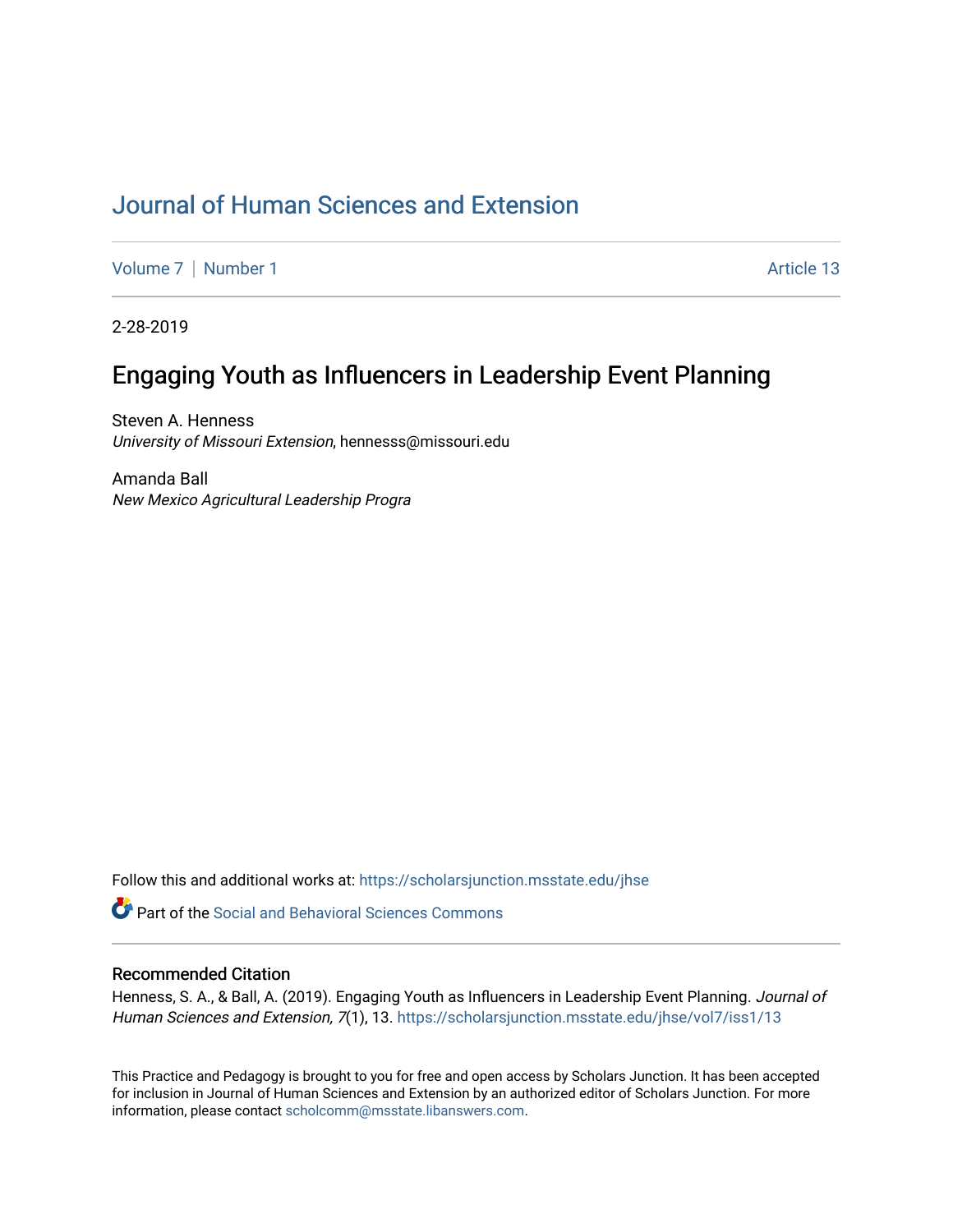# Journal of Human Sciences and Extension

Volume 7 | Number 1 Article 13

2-28-2019

## Engaging Youth as Influencers in Leadership Event Planning

Steven A. Henness
*University of Missouri Extension*, hennesss@missouri.edu

Amanda Ball
*New Mexico Agricultural Leadership Progra*

Follow this and additional works at: https://scholarsjunction.msstate.edu/jhse

Part of the Social and Behavioral Sciences Commons

### Recommended Citation

Henness, S. A., & Ball, A. (2019). Engaging Youth as Influencers in Leadership Event Planning. *Journal of Human Sciences and Extension, 7*(1), 13. https://scholarsjunction.msstate.edu/jhse/vol7/iss1/13

This Practice and Pedagogy is brought to you for free and open access by Scholars Junction. It has been accepted for inclusion in Journal of Human Sciences and Extension by an authorized editor of Scholars Junction. For more information, please contact scholcomm@msstate.libanswers.com.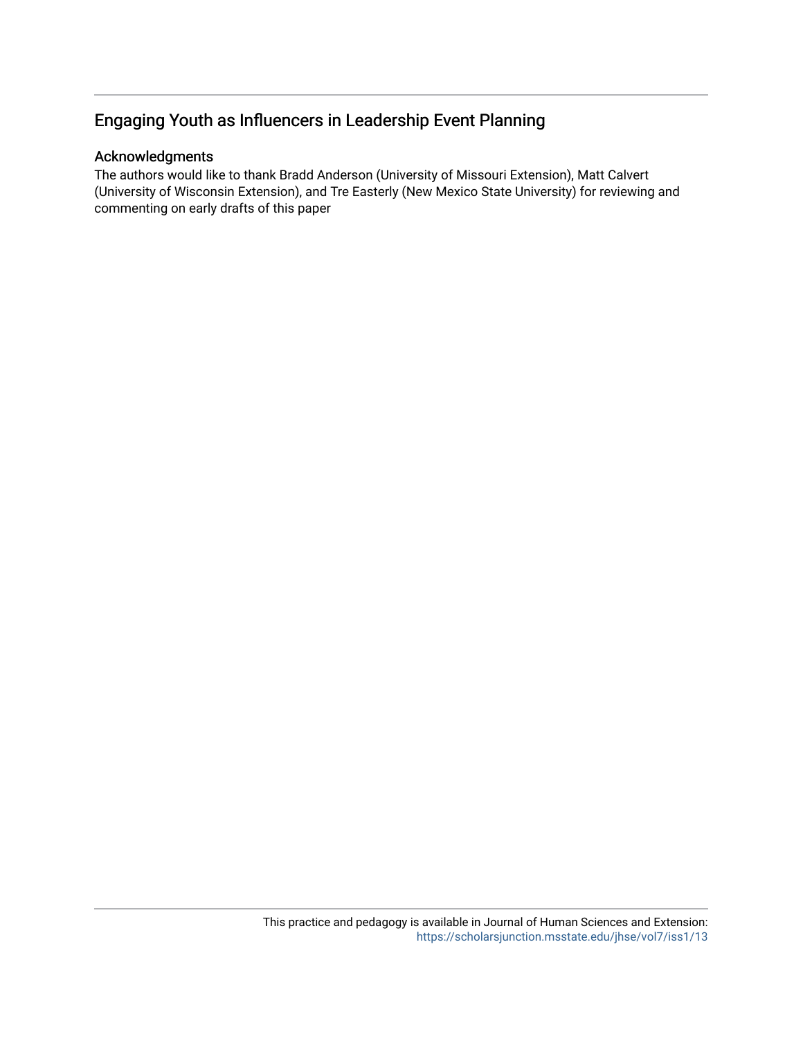## Engaging Youth as Influencers in Leadership Event Planning

### Acknowledgments

The authors would like to thank Bradd Anderson (University of Missouri Extension), Matt Calvert (University of Wisconsin Extension), and Tre Easterly (New Mexico State University) for reviewing and commenting on early drafts of this paper

This practice and pedagogy is available in Journal of Human Sciences and Extension: https://scholarsjunction.msstate.edu/jhse/vol7/iss1/13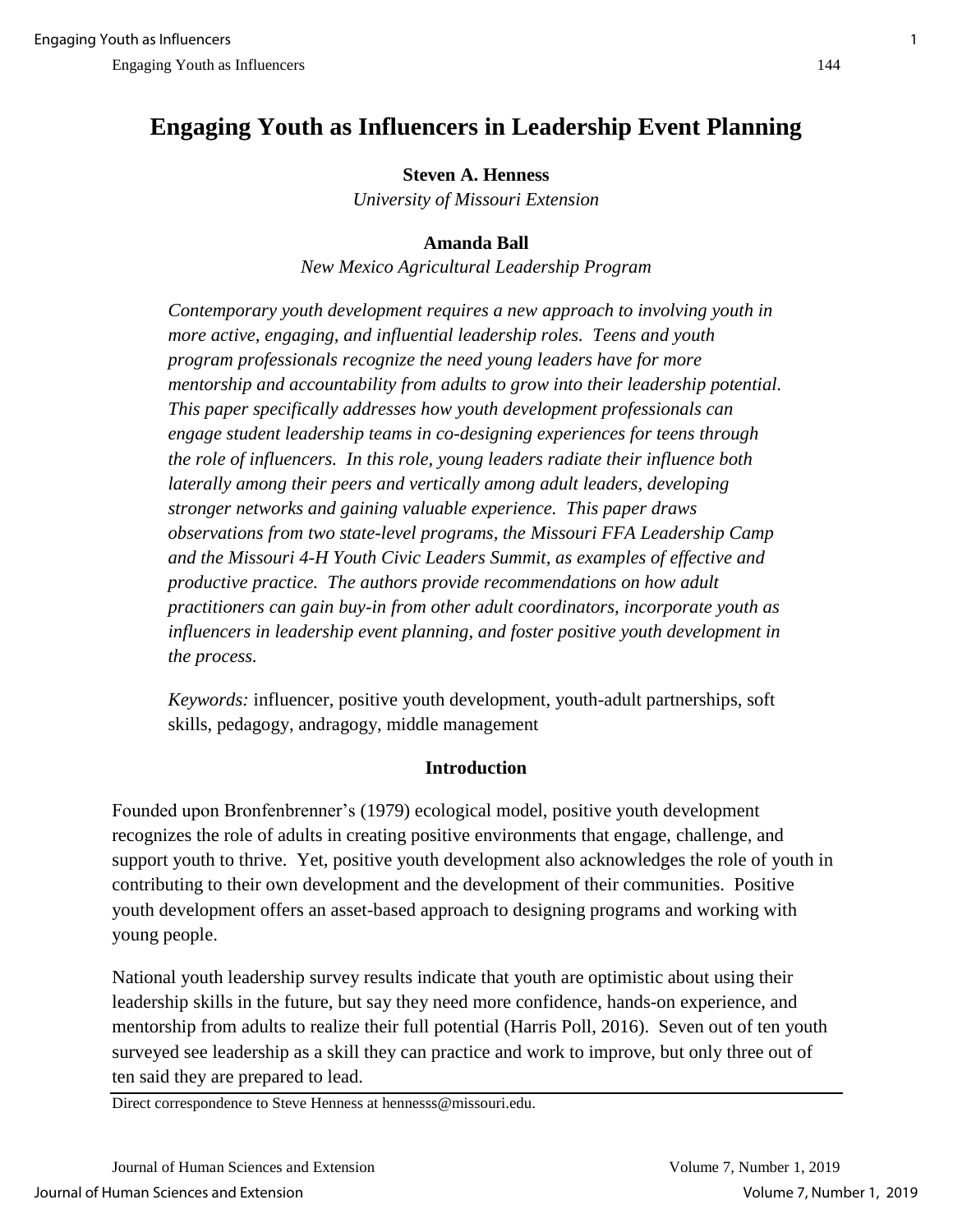# Engaging Youth as Influencers in Leadership Event Planning

**Steven A. Henness**
*University of Missouri Extension*

**Amanda Ball**
*New Mexico Agricultural Leadership Program*

*Contemporary youth development requires a new approach to involving youth in more active, engaging, and influential leadership roles. Teens and youth program professionals recognize the need young leaders have for more mentorship and accountability from adults to grow into their leadership potential. This paper specifically addresses how youth development professionals can engage student leadership teams in co-designing experiences for teens through the role of influencers. In this role, young leaders radiate their influence both laterally among their peers and vertically among adult leaders, developing stronger networks and gaining valuable experience. This paper draws observations from two state-level programs, the Missouri FFA Leadership Camp and the Missouri 4-H Youth Civic Leaders Summit, as examples of effective and productive practice. The authors provide recommendations on how adult practitioners can gain buy-in from other adult coordinators, incorporate youth as influencers in leadership event planning, and foster positive youth development in the process.*

*Keywords:* influencer, positive youth development, youth-adult partnerships, soft skills, pedagogy, andragogy, middle management

## Introduction

Founded upon Bronfenbrenner's (1979) ecological model, positive youth development recognizes the role of adults in creating positive environments that engage, challenge, and support youth to thrive. Yet, positive youth development also acknowledges the role of youth in contributing to their own development and the development of their communities. Positive youth development offers an asset-based approach to designing programs and working with young people.

National youth leadership survey results indicate that youth are optimistic about using their leadership skills in the future, but say they need more confidence, hands-on experience, and mentorship from adults to realize their full potential (Harris Poll, 2016). Seven out of ten youth surveyed see leadership as a skill they can practice and work to improve, but only three out of ten said they are prepared to lead.

Direct correspondence to Steve Henness at hennesss@missouri.edu.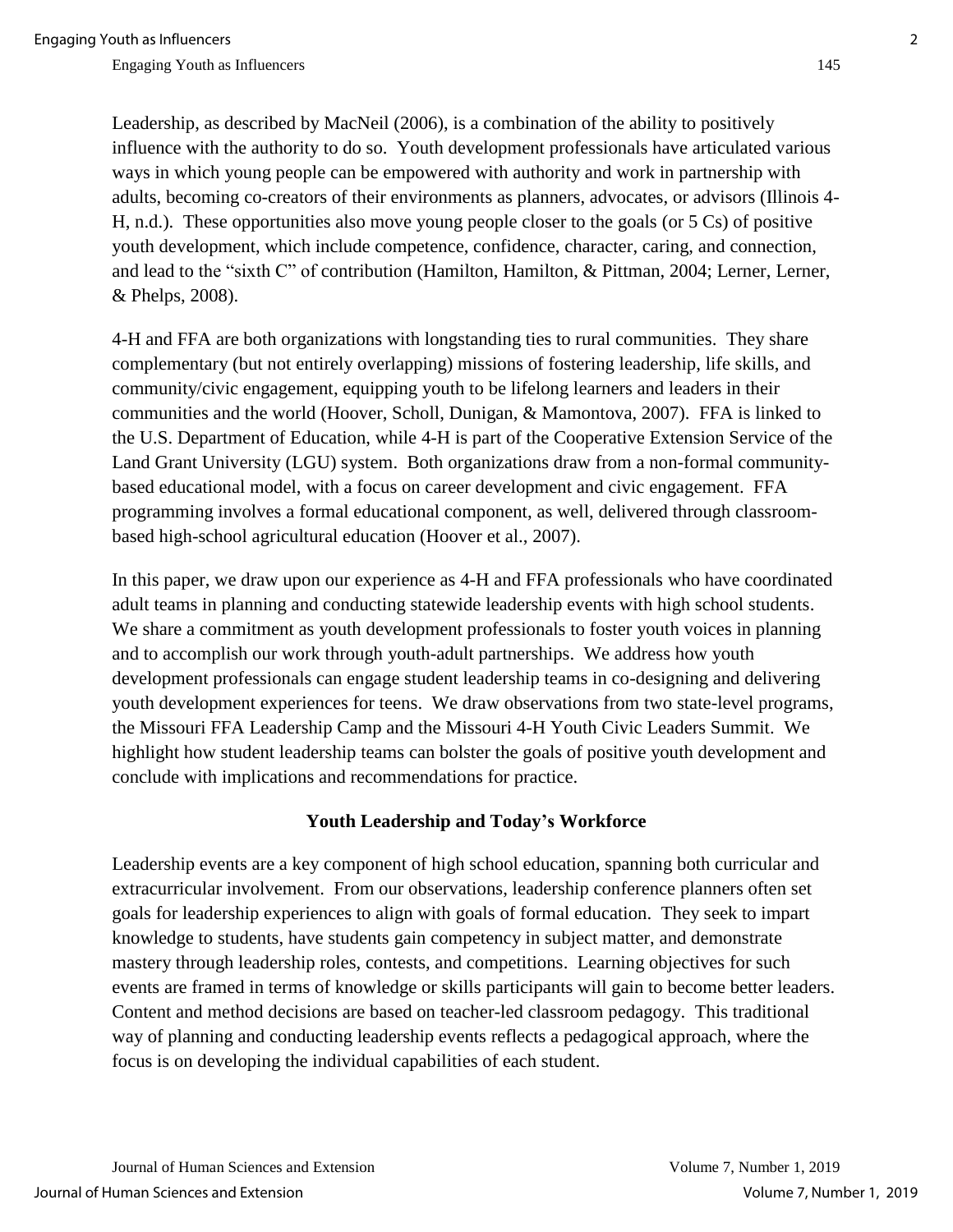Leadership, as described by MacNeil (2006), is a combination of the ability to positively influence with the authority to do so. Youth development professionals have articulated various ways in which young people can be empowered with authority and work in partnership with adults, becoming co-creators of their environments as planners, advocates, or advisors (Illinois 4-H, n.d.). These opportunities also move young people closer to the goals (or 5 Cs) of positive youth development, which include competence, confidence, character, caring, and connection, and lead to the "sixth C" of contribution (Hamilton, Hamilton, & Pittman, 2004; Lerner, Lerner, & Phelps, 2008).

4-H and FFA are both organizations with longstanding ties to rural communities. They share complementary (but not entirely overlapping) missions of fostering leadership, life skills, and community/civic engagement, equipping youth to be lifelong learners and leaders in their communities and the world (Hoover, Scholl, Dunigan, & Mamontova, 2007). FFA is linked to the U.S. Department of Education, while 4-H is part of the Cooperative Extension Service of the Land Grant University (LGU) system. Both organizations draw from a non-formal community-based educational model, with a focus on career development and civic engagement. FFA programming involves a formal educational component, as well, delivered through classroom-based high-school agricultural education (Hoover et al., 2007).

In this paper, we draw upon our experience as 4-H and FFA professionals who have coordinated adult teams in planning and conducting statewide leadership events with high school students. We share a commitment as youth development professionals to foster youth voices in planning and to accomplish our work through youth-adult partnerships. We address how youth development professionals can engage student leadership teams in co-designing and delivering youth development experiences for teens. We draw observations from two state-level programs, the Missouri FFA Leadership Camp and the Missouri 4-H Youth Civic Leaders Summit. We highlight how student leadership teams can bolster the goals of positive youth development and conclude with implications and recommendations for practice.

## Youth Leadership and Today's Workforce

Leadership events are a key component of high school education, spanning both curricular and extracurricular involvement. From our observations, leadership conference planners often set goals for leadership experiences to align with goals of formal education. They seek to impart knowledge to students, have students gain competency in subject matter, and demonstrate mastery through leadership roles, contests, and competitions. Learning objectives for such events are framed in terms of knowledge or skills participants will gain to become better leaders. Content and method decisions are based on teacher-led classroom pedagogy. This traditional way of planning and conducting leadership events reflects a pedagogical approach, where the focus is on developing the individual capabilities of each student.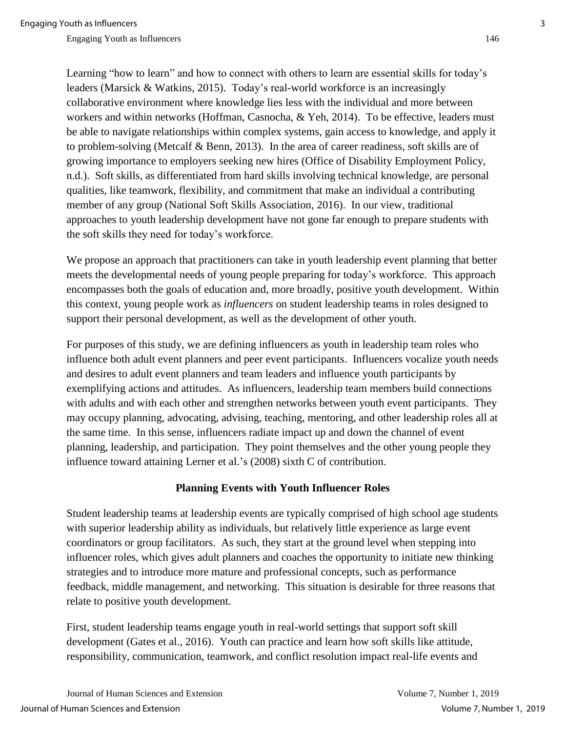Learning "how to learn" and how to connect with others to learn are essential skills for today's leaders (Marsick & Watkins, 2015). Today's real-world workforce is an increasingly collaborative environment where knowledge lies less with the individual and more between workers and within networks (Hoffman, Casnocha, & Yeh, 2014). To be effective, leaders must be able to navigate relationships within complex systems, gain access to knowledge, and apply it to problem-solving (Metcalf & Benn, 2013). In the area of career readiness, soft skills are of growing importance to employers seeking new hires (Office of Disability Employment Policy, n.d.). Soft skills, as differentiated from hard skills involving technical knowledge, are personal qualities, like teamwork, flexibility, and commitment that make an individual a contributing member of any group (National Soft Skills Association, 2016). In our view, traditional approaches to youth leadership development have not gone far enough to prepare students with the soft skills they need for today's workforce.

We propose an approach that practitioners can take in youth leadership event planning that better meets the developmental needs of young people preparing for today's workforce. This approach encompasses both the goals of education and, more broadly, positive youth development. Within this context, young people work as *influencers* on student leadership teams in roles designed to support their personal development, as well as the development of other youth.

For purposes of this study, we are defining influencers as youth in leadership team roles who influence both adult event planners and peer event participants. Influencers vocalize youth needs and desires to adult event planners and team leaders and influence youth participants by exemplifying actions and attitudes. As influencers, leadership team members build connections with adults and with each other and strengthen networks between youth event participants. They may occupy planning, advocating, advising, teaching, mentoring, and other leadership roles all at the same time. In this sense, influencers radiate impact up and down the channel of event planning, leadership, and participation. They point themselves and the other young people they influence toward attaining Lerner et al.'s (2008) sixth C of contribution.

## Planning Events with Youth Influencer Roles

Student leadership teams at leadership events are typically comprised of high school age students with superior leadership ability as individuals, but relatively little experience as large event coordinators or group facilitators. As such, they start at the ground level when stepping into influencer roles, which gives adult planners and coaches the opportunity to initiate new thinking strategies and to introduce more mature and professional concepts, such as performance feedback, middle management, and networking. This situation is desirable for three reasons that relate to positive youth development.

First, student leadership teams engage youth in real-world settings that support soft skill development (Gates et al., 2016). Youth can practice and learn how soft skills like attitude, responsibility, communication, teamwork, and conflict resolution impact real-life events and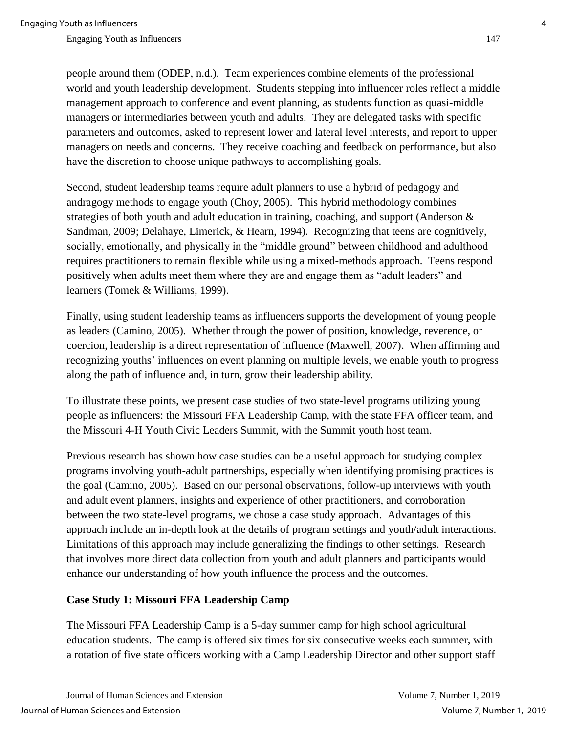people around them (ODEP, n.d.). Team experiences combine elements of the professional world and youth leadership development. Students stepping into influencer roles reflect a middle management approach to conference and event planning, as students function as quasi-middle managers or intermediaries between youth and adults. They are delegated tasks with specific parameters and outcomes, asked to represent lower and lateral level interests, and report to upper managers on needs and concerns. They receive coaching and feedback on performance, but also have the discretion to choose unique pathways to accomplishing goals.

Second, student leadership teams require adult planners to use a hybrid of pedagogy and andragogy methods to engage youth (Choy, 2005). This hybrid methodology combines strategies of both youth and adult education in training, coaching, and support (Anderson & Sandman, 2009; Delahaye, Limerick, & Hearn, 1994). Recognizing that teens are cognitively, socially, emotionally, and physically in the "middle ground" between childhood and adulthood requires practitioners to remain flexible while using a mixed-methods approach. Teens respond positively when adults meet them where they are and engage them as "adult leaders" and learners (Tomek & Williams, 1999).

Finally, using student leadership teams as influencers supports the development of young people as leaders (Camino, 2005). Whether through the power of position, knowledge, reverence, or coercion, leadership is a direct representation of influence (Maxwell, 2007). When affirming and recognizing youths' influences on event planning on multiple levels, we enable youth to progress along the path of influence and, in turn, grow their leadership ability.

To illustrate these points, we present case studies of two state-level programs utilizing young people as influencers: the Missouri FFA Leadership Camp, with the state FFA officer team, and the Missouri 4-H Youth Civic Leaders Summit, with the Summit youth host team.

Previous research has shown how case studies can be a useful approach for studying complex programs involving youth-adult partnerships, especially when identifying promising practices is the goal (Camino, 2005). Based on our personal observations, follow-up interviews with youth and adult event planners, insights and experience of other practitioners, and corroboration between the two state-level programs, we chose a case study approach. Advantages of this approach include an in-depth look at the details of program settings and youth/adult interactions. Limitations of this approach may include generalizing the findings to other settings. Research that involves more direct data collection from youth and adult planners and participants would enhance our understanding of how youth influence the process and the outcomes.

## Case Study 1: Missouri FFA Leadership Camp

The Missouri FFA Leadership Camp is a 5-day summer camp for high school agricultural education students. The camp is offered six times for six consecutive weeks each summer, with a rotation of five state officers working with a Camp Leadership Director and other support staff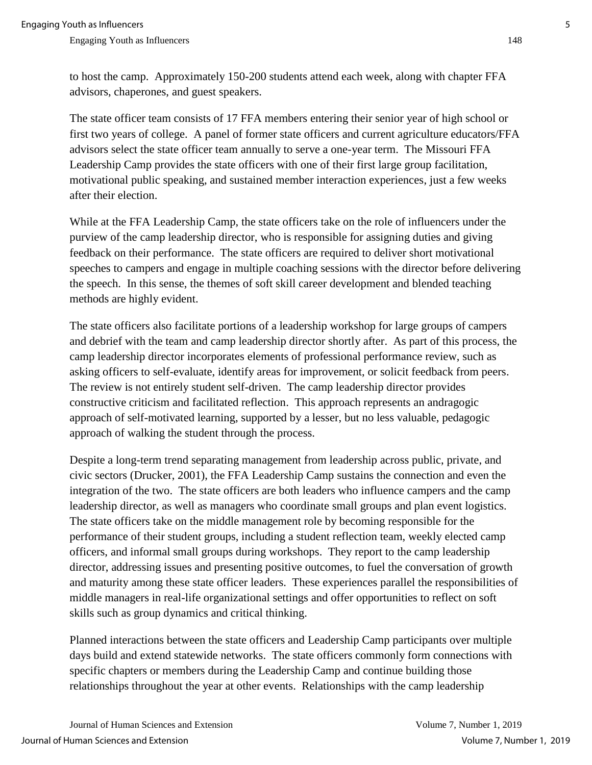to host the camp. Approximately 150-200 students attend each week, along with chapter FFA advisors, chaperones, and guest speakers.

The state officer team consists of 17 FFA members entering their senior year of high school or first two years of college. A panel of former state officers and current agriculture educators/FFA advisors select the state officer team annually to serve a one-year term. The Missouri FFA Leadership Camp provides the state officers with one of their first large group facilitation, motivational public speaking, and sustained member interaction experiences, just a few weeks after their election.

While at the FFA Leadership Camp, the state officers take on the role of influencers under the purview of the camp leadership director, who is responsible for assigning duties and giving feedback on their performance. The state officers are required to deliver short motivational speeches to campers and engage in multiple coaching sessions with the director before delivering the speech. In this sense, the themes of soft skill career development and blended teaching methods are highly evident.

The state officers also facilitate portions of a leadership workshop for large groups of campers and debrief with the team and camp leadership director shortly after. As part of this process, the camp leadership director incorporates elements of professional performance review, such as asking officers to self-evaluate, identify areas for improvement, or solicit feedback from peers. The review is not entirely student self-driven. The camp leadership director provides constructive criticism and facilitated reflection. This approach represents an andragogic approach of self-motivated learning, supported by a lesser, but no less valuable, pedagogic approach of walking the student through the process.

Despite a long-term trend separating management from leadership across public, private, and civic sectors (Drucker, 2001), the FFA Leadership Camp sustains the connection and even the integration of the two. The state officers are both leaders who influence campers and the camp leadership director, as well as managers who coordinate small groups and plan event logistics. The state officers take on the middle management role by becoming responsible for the performance of their student groups, including a student reflection team, weekly elected camp officers, and informal small groups during workshops. They report to the camp leadership director, addressing issues and presenting positive outcomes, to fuel the conversation of growth and maturity among these state officer leaders. These experiences parallel the responsibilities of middle managers in real-life organizational settings and offer opportunities to reflect on soft skills such as group dynamics and critical thinking.

Planned interactions between the state officers and Leadership Camp participants over multiple days build and extend statewide networks. The state officers commonly form connections with specific chapters or members during the Leadership Camp and continue building those relationships throughout the year at other events. Relationships with the camp leadership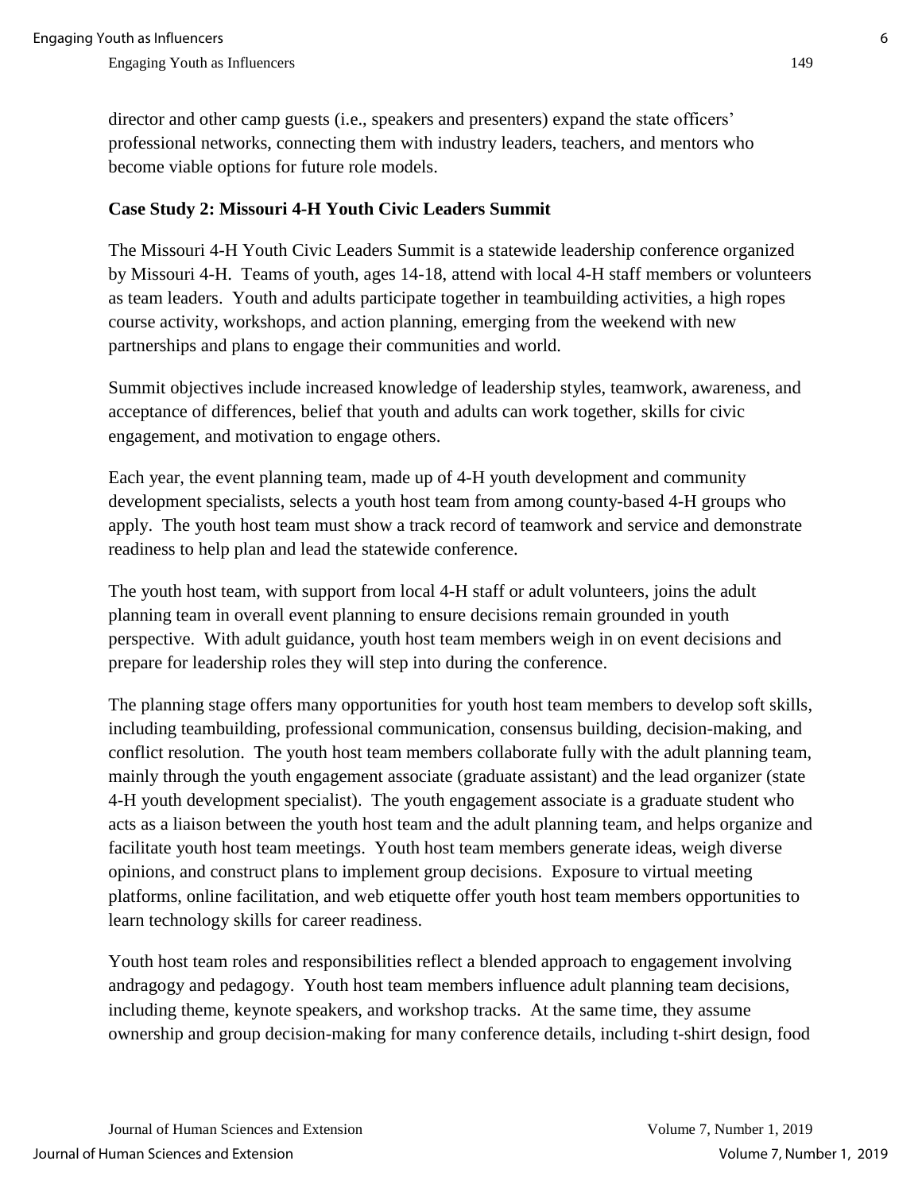director and other camp guests (i.e., speakers and presenters) expand the state officers' professional networks, connecting them with industry leaders, teachers, and mentors who become viable options for future role models.

**Case Study 2: Missouri 4-H Youth Civic Leaders Summit**

The Missouri 4-H Youth Civic Leaders Summit is a statewide leadership conference organized by Missouri 4-H. Teams of youth, ages 14-18, attend with local 4-H staff members or volunteers as team leaders. Youth and adults participate together in teambuilding activities, a high ropes course activity, workshops, and action planning, emerging from the weekend with new partnerships and plans to engage their communities and world.

Summit objectives include increased knowledge of leadership styles, teamwork, awareness, and acceptance of differences, belief that youth and adults can work together, skills for civic engagement, and motivation to engage others.

Each year, the event planning team, made up of 4-H youth development and community development specialists, selects a youth host team from among county-based 4-H groups who apply. The youth host team must show a track record of teamwork and service and demonstrate readiness to help plan and lead the statewide conference.

The youth host team, with support from local 4-H staff or adult volunteers, joins the adult planning team in overall event planning to ensure decisions remain grounded in youth perspective. With adult guidance, youth host team members weigh in on event decisions and prepare for leadership roles they will step into during the conference.

The planning stage offers many opportunities for youth host team members to develop soft skills, including teambuilding, professional communication, consensus building, decision-making, and conflict resolution. The youth host team members collaborate fully with the adult planning team, mainly through the youth engagement associate (graduate assistant) and the lead organizer (state 4-H youth development specialist). The youth engagement associate is a graduate student who acts as a liaison between the youth host team and the adult planning team, and helps organize and facilitate youth host team meetings. Youth host team members generate ideas, weigh diverse opinions, and construct plans to implement group decisions. Exposure to virtual meeting platforms, online facilitation, and web etiquette offer youth host team members opportunities to learn technology skills for career readiness.

Youth host team roles and responsibilities reflect a blended approach to engagement involving andragogy and pedagogy. Youth host team members influence adult planning team decisions, including theme, keynote speakers, and workshop tracks. At the same time, they assume ownership and group decision-making for many conference details, including t-shirt design, food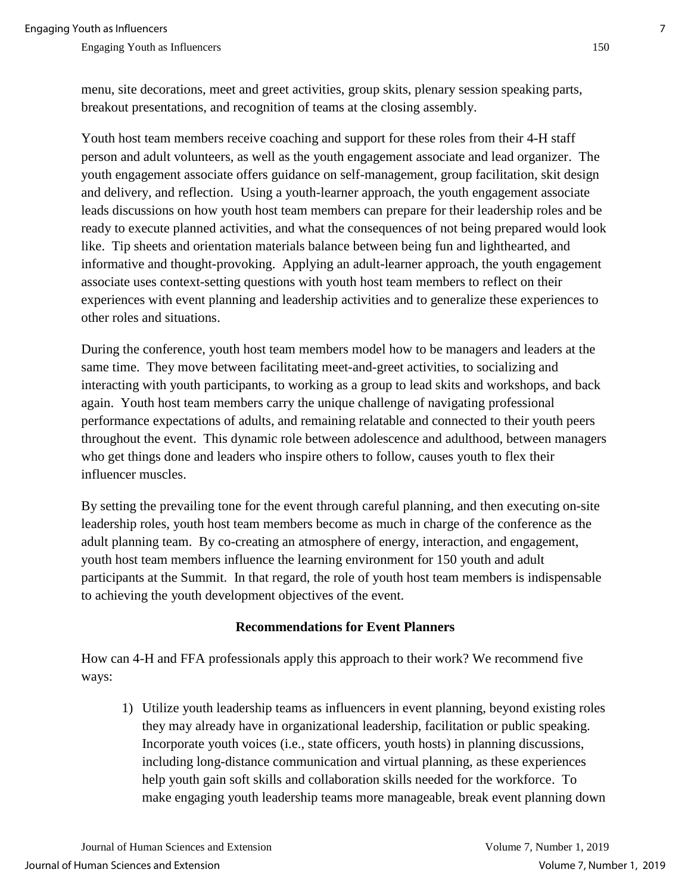menu, site decorations, meet and greet activities, group skits, plenary session speaking parts, breakout presentations, and recognition of teams at the closing assembly.

Youth host team members receive coaching and support for these roles from their 4-H staff person and adult volunteers, as well as the youth engagement associate and lead organizer. The youth engagement associate offers guidance on self-management, group facilitation, skit design and delivery, and reflection. Using a youth-learner approach, the youth engagement associate leads discussions on how youth host team members can prepare for their leadership roles and be ready to execute planned activities, and what the consequences of not being prepared would look like. Tip sheets and orientation materials balance between being fun and lighthearted, and informative and thought-provoking. Applying an adult-learner approach, the youth engagement associate uses context-setting questions with youth host team members to reflect on their experiences with event planning and leadership activities and to generalize these experiences to other roles and situations.

During the conference, youth host team members model how to be managers and leaders at the same time. They move between facilitating meet-and-greet activities, to socializing and interacting with youth participants, to working as a group to lead skits and workshops, and back again. Youth host team members carry the unique challenge of navigating professional performance expectations of adults, and remaining relatable and connected to their youth peers throughout the event. This dynamic role between adolescence and adulthood, between managers who get things done and leaders who inspire others to follow, causes youth to flex their influencer muscles.

By setting the prevailing tone for the event through careful planning, and then executing on-site leadership roles, youth host team members become as much in charge of the conference as the adult planning team. By co-creating an atmosphere of energy, interaction, and engagement, youth host team members influence the learning environment for 150 youth and adult participants at the Summit. In that regard, the role of youth host team members is indispensable to achieving the youth development objectives of the event.

## Recommendations for Event Planners

How can 4-H and FFA professionals apply this approach to their work? We recommend five ways:

1) Utilize youth leadership teams as influencers in event planning, beyond existing roles they may already have in organizational leadership, facilitation or public speaking. Incorporate youth voices (i.e., state officers, youth hosts) in planning discussions, including long-distance communication and virtual planning, as these experiences help youth gain soft skills and collaboration skills needed for the workforce. To make engaging youth leadership teams more manageable, break event planning down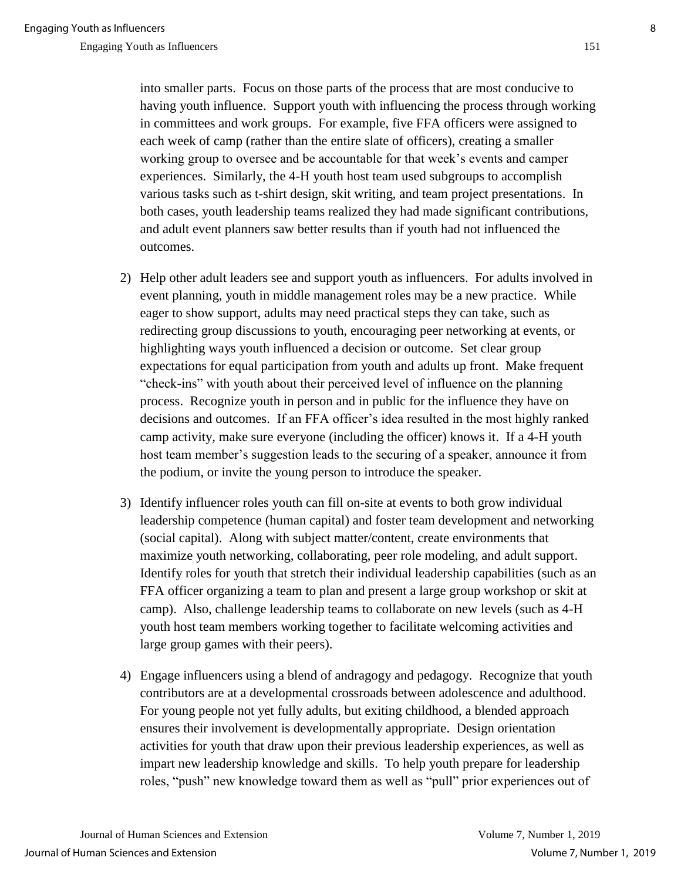into smaller parts. Focus on those parts of the process that are most conducive to having youth influence. Support youth with influencing the process through working in committees and work groups. For example, five FFA officers were assigned to each week of camp (rather than the entire slate of officers), creating a smaller working group to oversee and be accountable for that week's events and camper experiences. Similarly, the 4-H youth host team used subgroups to accomplish various tasks such as t-shirt design, skit writing, and team project presentations. In both cases, youth leadership teams realized they had made significant contributions, and adult event planners saw better results than if youth had not influenced the outcomes.

2) Help other adult leaders see and support youth as influencers. For adults involved in event planning, youth in middle management roles may be a new practice. While eager to show support, adults may need practical steps they can take, such as redirecting group discussions to youth, encouraging peer networking at events, or highlighting ways youth influenced a decision or outcome. Set clear group expectations for equal participation from youth and adults up front. Make frequent "check-ins" with youth about their perceived level of influence on the planning process. Recognize youth in person and in public for the influence they have on decisions and outcomes. If an FFA officer's idea resulted in the most highly ranked camp activity, make sure everyone (including the officer) knows it. If a 4-H youth host team member's suggestion leads to the securing of a speaker, announce it from the podium, or invite the young person to introduce the speaker.

3) Identify influencer roles youth can fill on-site at events to both grow individual leadership competence (human capital) and foster team development and networking (social capital). Along with subject matter/content, create environments that maximize youth networking, collaborating, peer role modeling, and adult support. Identify roles for youth that stretch their individual leadership capabilities (such as an FFA officer organizing a team to plan and present a large group workshop or skit at camp). Also, challenge leadership teams to collaborate on new levels (such as 4-H youth host team members working together to facilitate welcoming activities and large group games with their peers).

4) Engage influencers using a blend of andragogy and pedagogy. Recognize that youth contributors are at a developmental crossroads between adolescence and adulthood. For young people not yet fully adults, but exiting childhood, a blended approach ensures their involvement is developmentally appropriate. Design orientation activities for youth that draw upon their previous leadership experiences, as well as impart new leadership knowledge and skills. To help youth prepare for leadership roles, "push" new knowledge toward them as well as "pull" prior experiences out of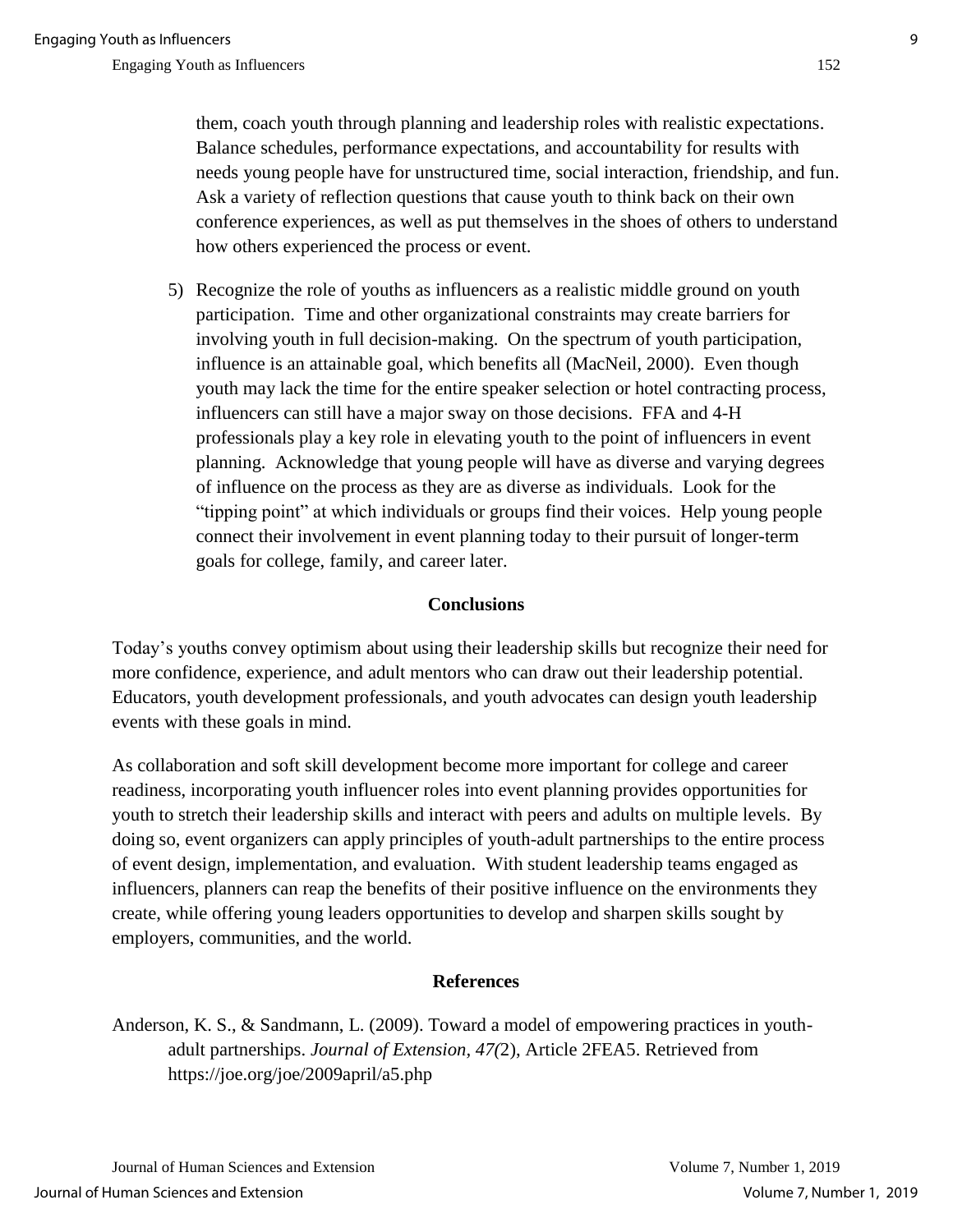them, coach youth through planning and leadership roles with realistic expectations. Balance schedules, performance expectations, and accountability for results with needs young people have for unstructured time, social interaction, friendship, and fun. Ask a variety of reflection questions that cause youth to think back on their own conference experiences, as well as put themselves in the shoes of others to understand how others experienced the process or event.

5) Recognize the role of youths as influencers as a realistic middle ground on youth participation. Time and other organizational constraints may create barriers for involving youth in full decision-making. On the spectrum of youth participation, influence is an attainable goal, which benefits all (MacNeil, 2000). Even though youth may lack the time for the entire speaker selection or hotel contracting process, influencers can still have a major sway on those decisions. FFA and 4-H professionals play a key role in elevating youth to the point of influencers in event planning. Acknowledge that young people will have as diverse and varying degrees of influence on the process as they are as diverse as individuals. Look for the "tipping point" at which individuals or groups find their voices. Help young people connect their involvement in event planning today to their pursuit of longer-term goals for college, family, and career later.

## Conclusions

Today's youths convey optimism about using their leadership skills but recognize their need for more confidence, experience, and adult mentors who can draw out their leadership potential. Educators, youth development professionals, and youth advocates can design youth leadership events with these goals in mind.

As collaboration and soft skill development become more important for college and career readiness, incorporating youth influencer roles into event planning provides opportunities for youth to stretch their leadership skills and interact with peers and adults on multiple levels. By doing so, event organizers can apply principles of youth-adult partnerships to the entire process of event design, implementation, and evaluation. With student leadership teams engaged as influencers, planners can reap the benefits of their positive influence on the environments they create, while offering young leaders opportunities to develop and sharpen skills sought by employers, communities, and the world.

## References

Anderson, K. S., & Sandmann, L. (2009). Toward a model of empowering practices in youth-adult partnerships. *Journal of Extension, 47(*2), Article 2FEA5. Retrieved from https://joe.org/joe/2009april/a5.php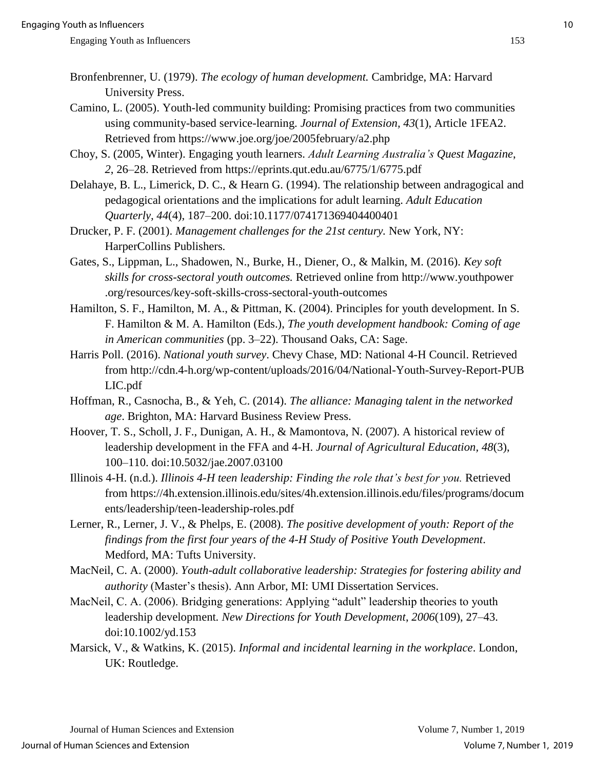Bronfenbrenner, U. (1979). *The ecology of human development.* Cambridge, MA: Harvard University Press.

Camino, L. (2005). Youth-led community building: Promising practices from two communities using community-based service-learning. *Journal of Extension, 43*(1), Article 1FEA2. Retrieved from https://www.joe.org/joe/2005february/a2.php

Choy, S. (2005, Winter). Engaging youth learners. *Adult Learning Australia's Quest Magazine*, *2*, 26–28. Retrieved from https://eprints.qut.edu.au/6775/1/6775.pdf

Delahaye, B. L., Limerick, D. C., & Hearn G. (1994). The relationship between andragogical and pedagogical orientations and the implications for adult learning. *Adult Education Quarterly, 44*(4), 187–200. doi:10.1177/074171369404400401

Drucker, P. F. (2001). *Management challenges for the 21st century.* New York, NY: HarperCollins Publishers.

Gates, S., Lippman, L., Shadowen, N., Burke, H., Diener, O., & Malkin, M. (2016). *Key soft skills for cross-sectoral youth outcomes.* Retrieved online from http://www.youthpower.org/resources/key-soft-skills-cross-sectoral-youth-outcomes

Hamilton, S. F., Hamilton, M. A., & Pittman, K. (2004). Principles for youth development. In S. F. Hamilton & M. A. Hamilton (Eds.), *The youth development handbook: Coming of age in American communities* (pp. 3–22). Thousand Oaks, CA: Sage.

Harris Poll. (2016). *National youth survey*. Chevy Chase, MD: National 4-H Council. Retrieved from http://cdn.4-h.org/wp-content/uploads/2016/04/National-Youth-Survey-Report-PUBLIC.pdf

Hoffman, R., Casnocha, B., & Yeh, C. (2014). *The alliance: Managing talent in the networked age*. Brighton, MA: Harvard Business Review Press.

Hoover, T. S., Scholl, J. F., Dunigan, A. H., & Mamontova, N. (2007). A historical review of leadership development in the FFA and 4-H. *Journal of Agricultural Education*, *48*(3), 100–110. doi:10.5032/jae.2007.03100

Illinois 4-H. (n.d.). *Illinois 4-H teen leadership: Finding the role that's best for you.* Retrieved from https://4h.extension.illinois.edu/sites/4h.extension.illinois.edu/files/programs/documents/leadership/teen-leadership-roles.pdf

Lerner, R., Lerner, J. V., & Phelps, E. (2008). *The positive development of youth: Report of the findings from the first four years of the 4-H Study of Positive Youth Development*. Medford, MA: Tufts University.

MacNeil, C. A. (2000). *Youth-adult collaborative leadership: Strategies for fostering ability and authority* (Master's thesis). Ann Arbor, MI: UMI Dissertation Services.

MacNeil, C. A. (2006). Bridging generations: Applying "adult" leadership theories to youth leadership development. *New Directions for Youth Development*, *2006*(109), 27–43. doi:10.1002/yd.153

Marsick, V., & Watkins, K. (2015). *Informal and incidental learning in the workplace*. London, UK: Routledge.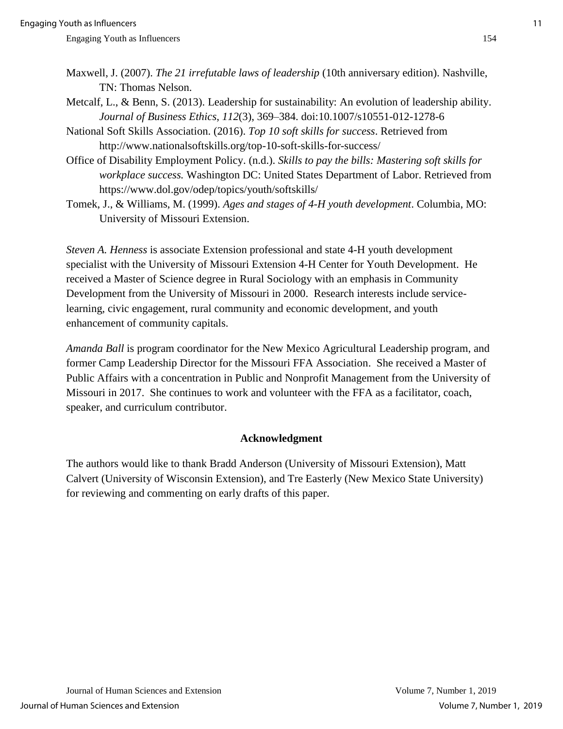Maxwell, J. (2007). *The 21 irrefutable laws of leadership* (10th anniversary edition). Nashville, TN: Thomas Nelson.

Metcalf, L., & Benn, S. (2013). Leadership for sustainability: An evolution of leadership ability. *Journal of Business Ethics*, *112*(3), 369–384. doi:10.1007/s10551-012-1278-6

National Soft Skills Association. (2016). *Top 10 soft skills for success*. Retrieved from http://www.nationalsoftskills.org/top-10-soft-skills-for-success/

Office of Disability Employment Policy. (n.d.). *Skills to pay the bills: Mastering soft skills for workplace success.* Washington DC: United States Department of Labor. Retrieved from https://www.dol.gov/odep/topics/youth/softskills/

Tomek, J., & Williams, M. (1999). *Ages and stages of 4-H youth development*. Columbia, MO: University of Missouri Extension.

*Steven A. Henness* is associate Extension professional and state 4-H youth development specialist with the University of Missouri Extension 4-H Center for Youth Development. He received a Master of Science degree in Rural Sociology with an emphasis in Community Development from the University of Missouri in 2000. Research interests include service-learning, civic engagement, rural community and economic development, and youth enhancement of community capitals.

*Amanda Ball* is program coordinator for the New Mexico Agricultural Leadership program, and former Camp Leadership Director for the Missouri FFA Association. She received a Master of Public Affairs with a concentration in Public and Nonprofit Management from the University of Missouri in 2017. She continues to work and volunteer with the FFA as a facilitator, coach, speaker, and curriculum contributor.

## Acknowledgment

The authors would like to thank Bradd Anderson (University of Missouri Extension), Matt Calvert (University of Wisconsin Extension), and Tre Easterly (New Mexico State University) for reviewing and commenting on early drafts of this paper.